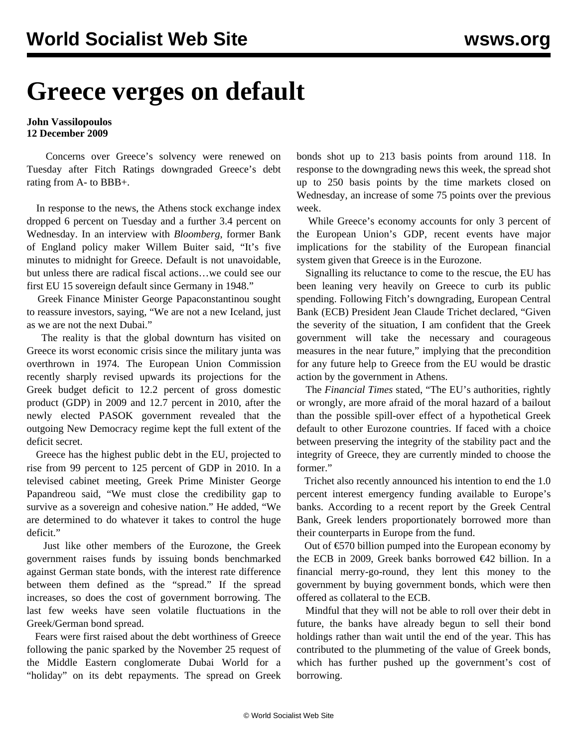# Greece verges on default

**John Vassilopoulos**
**12 December 2009**

Concerns over Greece's solvency were renewed on Tuesday after Fitch Ratings downgraded Greece's debt rating from A- to BBB+.

In response to the news, the Athens stock exchange index dropped 6 percent on Tuesday and a further 3.4 percent on Wednesday. In an interview with *Bloomberg*, former Bank of England policy maker Willem Buiter said, "It's five minutes to midnight for Greece. Default is not unavoidable, but unless there are radical fiscal actions…we could see our first EU 15 sovereign default since Germany in 1948."

Greek Finance Minister George Papaconstantinou sought to reassure investors, saying, "We are not a new Iceland, just as we are not the next Dubai."

The reality is that the global downturn has visited on Greece its worst economic crisis since the military junta was overthrown in 1974. The European Union Commission recently sharply revised upwards its projections for the Greek budget deficit to 12.2 percent of gross domestic product (GDP) in 2009 and 12.7 percent in 2010, after the newly elected PASOK government revealed that the outgoing New Democracy regime kept the full extent of the deficit secret.

Greece has the highest public debt in the EU, projected to rise from 99 percent to 125 percent of GDP in 2010. In a televised cabinet meeting, Greek Prime Minister George Papandreou said, "We must close the credibility gap to survive as a sovereign and cohesive nation." He added, "We are determined to do whatever it takes to control the huge deficit."

Just like other members of the Eurozone, the Greek government raises funds by issuing bonds benchmarked against German state bonds, with the interest rate difference between them defined as the "spread." If the spread increases, so does the cost of government borrowing. The last few weeks have seen volatile fluctuations in the Greek/German bond spread.

Fears were first raised about the debt worthiness of Greece following the panic sparked by the November 25 request of the Middle Eastern conglomerate Dubai World for a "holiday" on its debt repayments. The spread on Greek bonds shot up to 213 basis points from around 118. In response to the downgrading news this week, the spread shot up to 250 basis points by the time markets closed on Wednesday, an increase of some 75 points over the previous week.

While Greece's economy accounts for only 3 percent of the European Union's GDP, recent events have major implications for the stability of the European financial system given that Greece is in the Eurozone.

Signalling its reluctance to come to the rescue, the EU has been leaning very heavily on Greece to curb its public spending. Following Fitch's downgrading, European Central Bank (ECB) President Jean Claude Trichet declared, "Given the severity of the situation, I am confident that the Greek government will take the necessary and courageous measures in the near future," implying that the precondition for any future help to Greece from the EU would be drastic action by the government in Athens.

The *Financial Times* stated, "The EU's authorities, rightly or wrongly, are more afraid of the moral hazard of a bailout than the possible spill-over effect of a hypothetical Greek default to other Eurozone countries. If faced with a choice between preserving the integrity of the stability pact and the integrity of Greece, they are currently minded to choose the former."

Trichet also recently announced his intention to end the 1.0 percent interest emergency funding available to Europe's banks. According to a recent report by the Greek Central Bank, Greek lenders proportionately borrowed more than their counterparts in Europe from the fund.

Out of €570 billion pumped into the European economy by the ECB in 2009, Greek banks borrowed €42 billion. In a financial merry-go-round, they lent this money to the government by buying government bonds, which were then offered as collateral to the ECB.

Mindful that they will not be able to roll over their debt in future, the banks have already begun to sell their bond holdings rather than wait until the end of the year. This has contributed to the plummeting of the value of Greek bonds, which has further pushed up the government's cost of borrowing.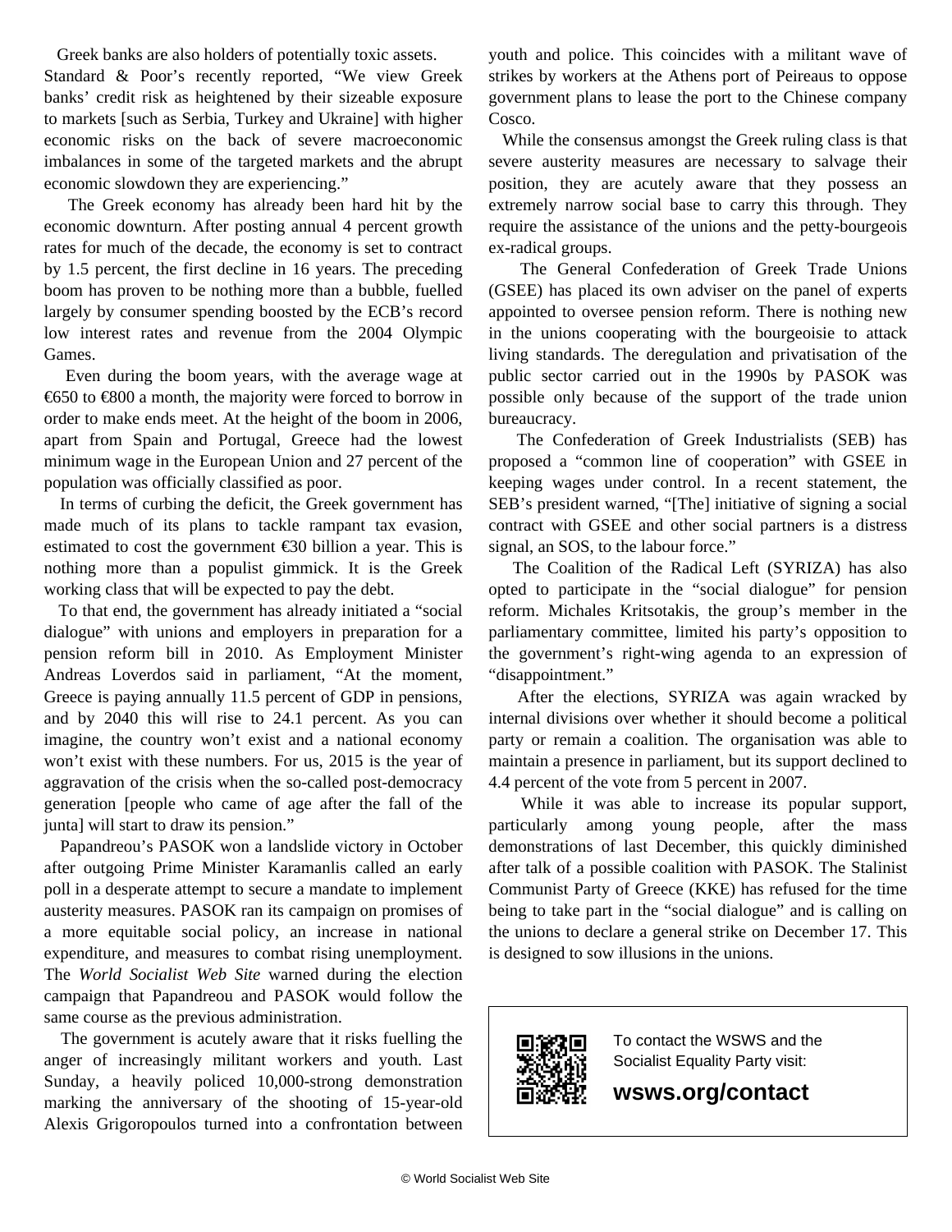Greek banks are also holders of potentially toxic assets. Standard & Poor's recently reported, "We view Greek banks' credit risk as heightened by their sizeable exposure to markets [such as Serbia, Turkey and Ukraine] with higher economic risks on the back of severe macroeconomic imbalances in some of the targeted markets and the abrupt economic slowdown they are experiencing."

The Greek economy has already been hard hit by the economic downturn. After posting annual 4 percent growth rates for much of the decade, the economy is set to contract by 1.5 percent, the first decline in 16 years. The preceding boom has proven to be nothing more than a bubble, fuelled largely by consumer spending boosted by the ECB's record low interest rates and revenue from the 2004 Olympic Games.

Even during the boom years, with the average wage at €650 to €800 a month, the majority were forced to borrow in order to make ends meet. At the height of the boom in 2006, apart from Spain and Portugal, Greece had the lowest minimum wage in the European Union and 27 percent of the population was officially classified as poor.

In terms of curbing the deficit, the Greek government has made much of its plans to tackle rampant tax evasion, estimated to cost the government €30 billion a year. This is nothing more than a populist gimmick. It is the Greek working class that will be expected to pay the debt.

To that end, the government has already initiated a "social dialogue" with unions and employers in preparation for a pension reform bill in 2010. As Employment Minister Andreas Loverdos said in parliament, "At the moment, Greece is paying annually 11.5 percent of GDP in pensions, and by 2040 this will rise to 24.1 percent. As you can imagine, the country won't exist and a national economy won't exist with these numbers. For us, 2015 is the year of aggravation of the crisis when the so-called post-democracy generation [people who came of age after the fall of the junta] will start to draw its pension."

Papandreou's PASOK won a landslide victory in October after outgoing Prime Minister Karamanlis called an early poll in a desperate attempt to secure a mandate to implement austerity measures. PASOK ran its campaign on promises of a more equitable social policy, an increase in national expenditure, and measures to combat rising unemployment. The *World Socialist Web Site* warned during the election campaign that Papandreou and PASOK would follow the same course as the previous administration.

The government is acutely aware that it risks fuelling the anger of increasingly militant workers and youth. Last Sunday, a heavily policed 10,000-strong demonstration marking the anniversary of the shooting of 15-year-old Alexis Grigoropoulos turned into a confrontation between youth and police. This coincides with a militant wave of strikes by workers at the Athens port of Peireaus to oppose government plans to lease the port to the Chinese company Cosco.

While the consensus amongst the Greek ruling class is that severe austerity measures are necessary to salvage their position, they are acutely aware that they possess an extremely narrow social base to carry this through. They require the assistance of the unions and the petty-bourgeois ex-radical groups.

The General Confederation of Greek Trade Unions (GSEE) has placed its own adviser on the panel of experts appointed to oversee pension reform. There is nothing new in the unions cooperating with the bourgeoisie to attack living standards. The deregulation and privatisation of the public sector carried out in the 1990s by PASOK was possible only because of the support of the trade union bureaucracy.

The Confederation of Greek Industrialists (SEB) has proposed a "common line of cooperation" with GSEE in keeping wages under control. In a recent statement, the SEB's president warned, "[The] initiative of signing a social contract with GSEE and other social partners is a distress signal, an SOS, to the labour force."

The Coalition of the Radical Left (SYRIZA) has also opted to participate in the "social dialogue" for pension reform. Michales Kritsotakis, the group's member in the parliamentary committee, limited his party's opposition to the government's right-wing agenda to an expression of "disappointment."

After the elections, SYRIZA was again wracked by internal divisions over whether it should become a political party or remain a coalition. The organisation was able to maintain a presence in parliament, but its support declined to 4.4 percent of the vote from 5 percent in 2007.

While it was able to increase its popular support, particularly among young people, after the mass demonstrations of last December, this quickly diminished after talk of a possible coalition with PASOK. The Stalinist Communist Party of Greece (KKE) has refused for the time being to take part in the "social dialogue" and is calling on the unions to declare a general strike on December 17. This is designed to sow illusions in the unions.

To contact the WSWS and the Socialist Equality Party visit:

**wsws.org/contact**